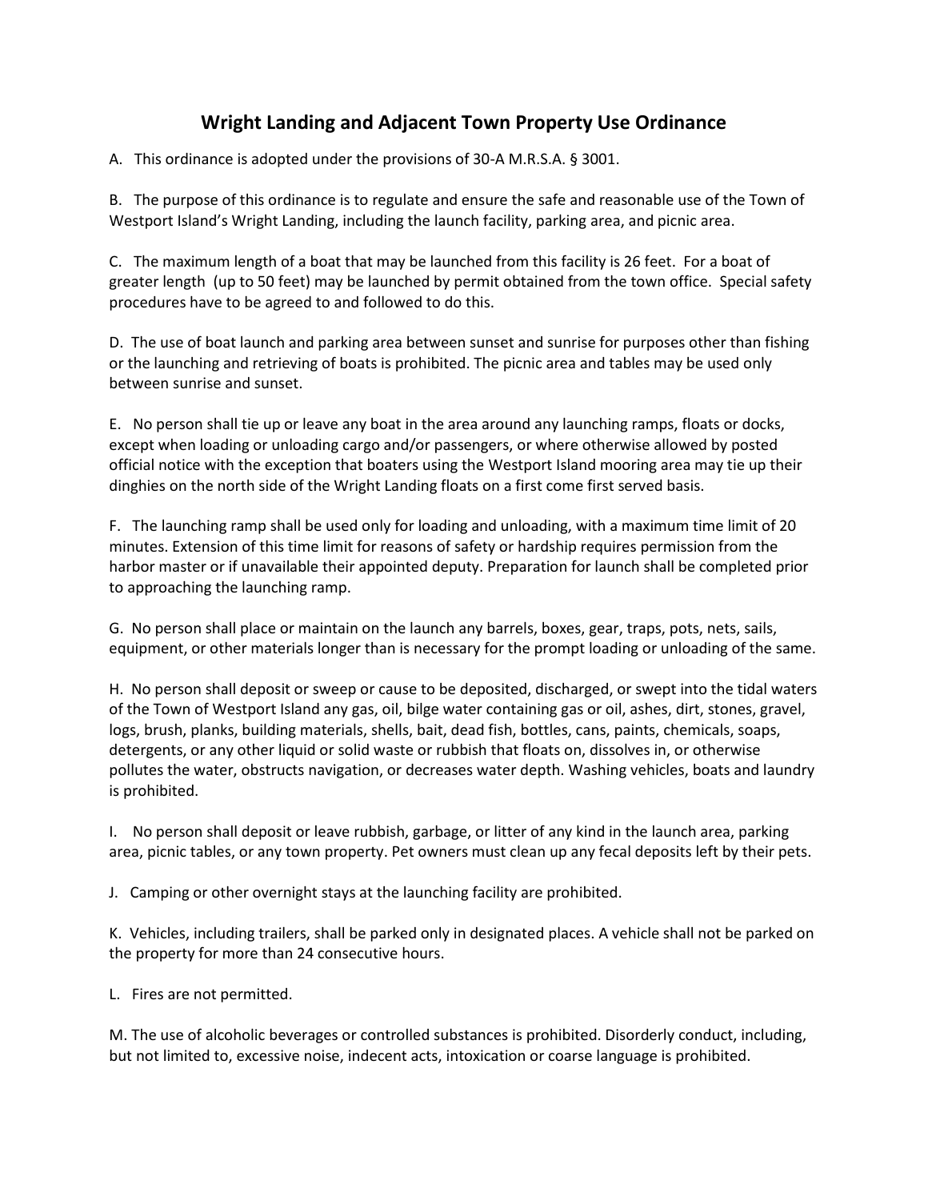# Wright Landing and Adjacent Town Property Use Ordinance

A. This ordinance is adopted under the provisions of 30-A M.R.S.A. § 3001.

B. The purpose of this ordinance is to regulate and ensure the safe and reasonable use of the Town of Westport Island's Wright Landing, including the launch facility, parking area, and picnic area.

C. The maximum length of a boat that may be launched from this facility is 26 feet. For a boat of greater length (up to 50 feet) may be launched by permit obtained from the town office. Special safety procedures have to be agreed to and followed to do this.

D. The use of boat launch and parking area between sunset and sunrise for purposes other than fishing or the launching and retrieving of boats is prohibited. The picnic area and tables may be used only between sunrise and sunset.

E. No person shall tie up or leave any boat in the area around any launching ramps, floats or docks, except when loading or unloading cargo and/or passengers, or where otherwise allowed by posted official notice with the exception that boaters using the Westport Island mooring area may tie up their dinghies on the north side of the Wright Landing floats on a first come first served basis.

F. The launching ramp shall be used only for loading and unloading, with a maximum time limit of 20 minutes. Extension of this time limit for reasons of safety or hardship requires permission from the harbor master or if unavailable their appointed deputy. Preparation for launch shall be completed prior to approaching the launching ramp.

G. No person shall place or maintain on the launch any barrels, boxes, gear, traps, pots, nets, sails, equipment, or other materials longer than is necessary for the prompt loading or unloading of the same.

H. No person shall deposit or sweep or cause to be deposited, discharged, or swept into the tidal waters of the Town of Westport Island any gas, oil, bilge water containing gas or oil, ashes, dirt, stones, gravel, logs, brush, planks, building materials, shells, bait, dead fish, bottles, cans, paints, chemicals, soaps, detergents, or any other liquid or solid waste or rubbish that floats on, dissolves in, or otherwise pollutes the water, obstructs navigation, or decreases water depth. Washing vehicles, boats and laundry is prohibited.

I. No person shall deposit or leave rubbish, garbage, or litter of any kind in the launch area, parking area, picnic tables, or any town property. Pet owners must clean up any fecal deposits left by their pets.

J. Camping or other overnight stays at the launching facility are prohibited.

K. Vehicles, including trailers, shall be parked only in designated places. A vehicle shall not be parked on the property for more than 24 consecutive hours.

L. Fires are not permitted.

M. The use of alcoholic beverages or controlled substances is prohibited. Disorderly conduct, including, but not limited to, excessive noise, indecent acts, intoxication or coarse language is prohibited.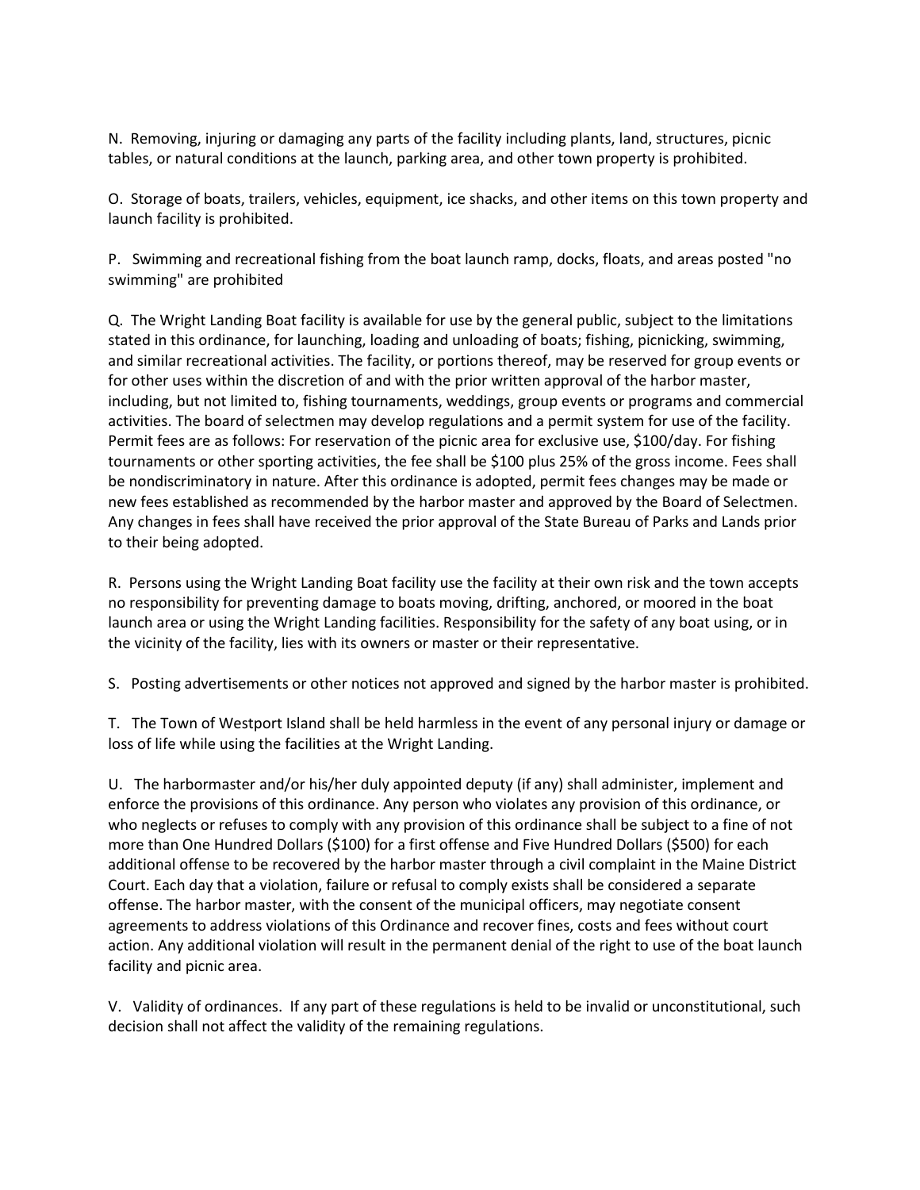N.  Removing, injuring or damaging any parts of the facility including plants, land, structures, picnic tables, or natural conditions at the launch, parking area, and other town property is prohibited.

O.  Storage of boats, trailers, vehicles, equipment, ice shacks, and other items on this town property and launch facility is prohibited.

P.   Swimming and recreational fishing from the boat launch ramp, docks, floats, and areas posted "no swimming" are prohibited

Q.  The Wright Landing Boat facility is available for use by the general public, subject to the limitations stated in this ordinance, for launching, loading and unloading of boats; fishing, picnicking, swimming, and similar recreational activities. The facility, or portions thereof, may be reserved for group events or for other uses within the discretion of and with the prior written approval of the harbor master, including, but not limited to, fishing tournaments, weddings, group events or programs and commercial activities. The board of selectmen may develop regulations and a permit system for use of the facility. Permit fees are as follows: For reservation of the picnic area for exclusive use, $100/day. For fishing tournaments or other sporting activities, the fee shall be $100 plus 25% of the gross income. Fees shall be nondiscriminatory in nature. After this ordinance is adopted, permit fees changes may be made or new fees established as recommended by the harbor master and approved by the Board of Selectmen. Any changes in fees shall have received the prior approval of the State Bureau of Parks and Lands prior to their being adopted.

R.  Persons using the Wright Landing Boat facility use the facility at their own risk and the town accepts no responsibility for preventing damage to boats moving, drifting, anchored, or moored in the boat launch area or using the Wright Landing facilities. Responsibility for the safety of any boat using, or in the vicinity of the facility, lies with its owners or master or their representative.

S.   Posting advertisements or other notices not approved and signed by the harbor master is prohibited.

T.   The Town of Westport Island shall be held harmless in the event of any personal injury or damage or loss of life while using the facilities at the Wright Landing.

U.   The harbormaster and/or his/her duly appointed deputy (if any) shall administer, implement and enforce the provisions of this ordinance. Any person who violates any provision of this ordinance, or who neglects or refuses to comply with any provision of this ordinance shall be subject to a fine of not more than One Hundred Dollars ($100) for a first offense and Five Hundred Dollars ($500) for each additional offense to be recovered by the harbor master through a civil complaint in the Maine District Court. Each day that a violation, failure or refusal to comply exists shall be considered a separate offense. The harbor master, with the consent of the municipal officers, may negotiate consent agreements to address violations of this Ordinance and recover fines, costs and fees without court action. Any additional violation will result in the permanent denial of the right to use of the boat launch facility and picnic area.

V.   Validity of ordinances.  If any part of these regulations is held to be invalid or unconstitutional, such decision shall not affect the validity of the remaining regulations.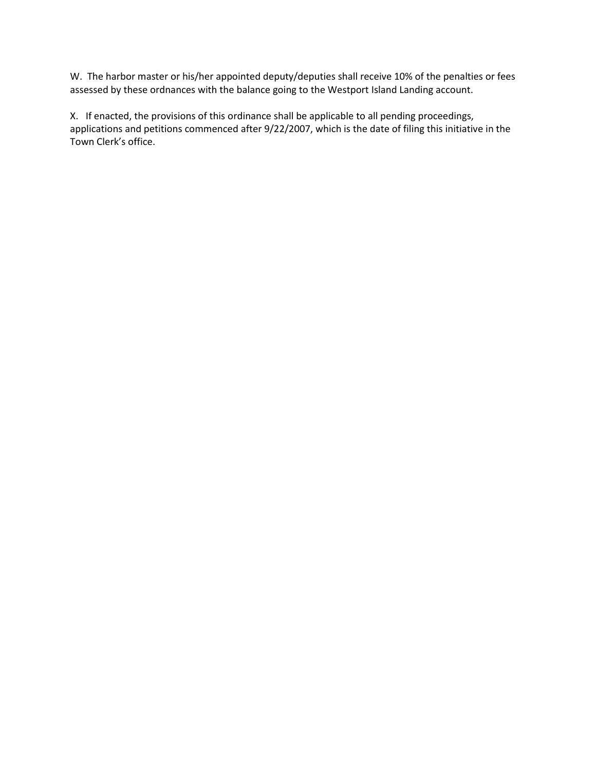W. The harbor master or his/her appointed deputy/deputies shall receive 10% of the penalties or fees assessed by these ordnances with the balance going to the Westport Island Landing account.

X. If enacted, the provisions of this ordinance shall be applicable to all pending proceedings, applications and petitions commenced after 9/22/2007, which is the date of filing this initiative in the Town Clerk's office.